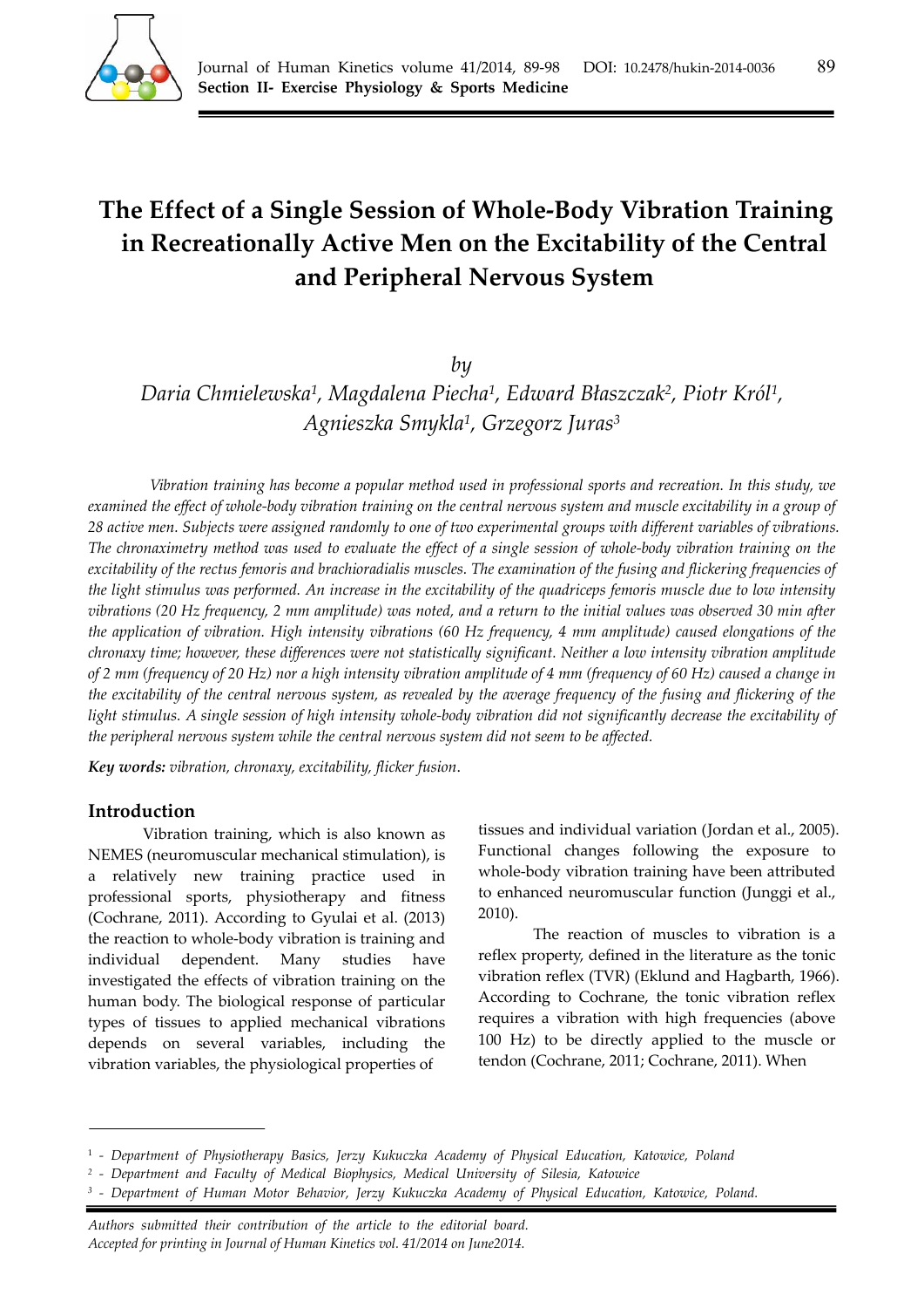# The Effect of a Single Session of Whole-Body Vibration Training in Recreationally Active Men on the Excitability of the Central and Peripheral Nervous System

*by*

*Daria Chmielewska*[1], *Magdalena Piecha*[1], *Edward Błaszczak*[2], *Piotr Król*[1], *Agnieszka Smykla*[1], *Grzegorz Juras*[3]

*Vibration training has become a popular method used in professional sports and recreation. In this study, we examined the effect of whole-body vibration training on the central nervous system and muscle excitability in a group of 28 active men. Subjects were assigned randomly to one of two experimental groups with different variables of vibrations. The chronaximetry method was used to evaluate the effect of a single session of whole-body vibration training on the excitability of the rectus femoris and brachioradialis muscles. The examination of the fusing and flickering frequencies of the light stimulus was performed. An increase in the excitability of the quadriceps femoris muscle due to low intensity vibrations (20 Hz frequency, 2 mm amplitude) was noted, and a return to the initial values was observed 30 min after the application of vibration. High intensity vibrations (60 Hz frequency, 4 mm amplitude) caused elongations of the chronaxy time; however, these differences were not statistically significant. Neither a low intensity vibration amplitude of 2 mm (frequency of 20 Hz) nor a high intensity vibration amplitude of 4 mm (frequency of 60 Hz) caused a change in the excitability of the central nervous system, as revealed by the average frequency of the fusing and flickering of the light stimulus. A single session of high intensity whole-body vibration did not significantly decrease the excitability of the peripheral nervous system while the central nervous system did not seem to be affected.*

**Key words:** *vibration, chronaxy, excitability, flicker fusion*.

## Introduction

Vibration training, which is also known as NEMES (neuromuscular mechanical stimulation), is a relatively new training practice used in professional sports, physiotherapy and fitness (Cochrane, 2011). According to Gyulai et al. (2013) the reaction to whole-body vibration is training and individual dependent. Many studies have investigated the effects of vibration training on the human body. The biological response of particular types of tissues to applied mechanical vibrations depends on several variables, including the vibration variables, the physiological properties of tissues and individual variation (Jordan et al., 2005). Functional changes following the exposure to whole-body vibration training have been attributed to enhanced neuromuscular function (Junggi et al., 2010).

The reaction of muscles to vibration is a reflex property, defined in the literature as the tonic vibration reflex (TVR) (Eklund and Hagbarth, 1966). According to Cochrane, the tonic vibration reflex requires a vibration with high frequencies (above 100 Hz) to be directly applied to the muscle or tendon (Cochrane, 2011; Cochrane, 2011). When

---

[1] - *Department of Physiotherapy Basics, Jerzy Kukuczka Academy of Physical Education, Katowice, Poland*
[2] - *Department and Faculty of Medical Biophysics, Medical University of Silesia, Katowice*
[3] - *Department of Human Motor Behavior, Jerzy Kukuczka Academy of Physical Education, Katowice, Poland.*

*Authors submitted their contribution of the article to the editorial board.*
*Accepted for printing in Journal of Human Kinetics vol. 41/2014 on June2014.*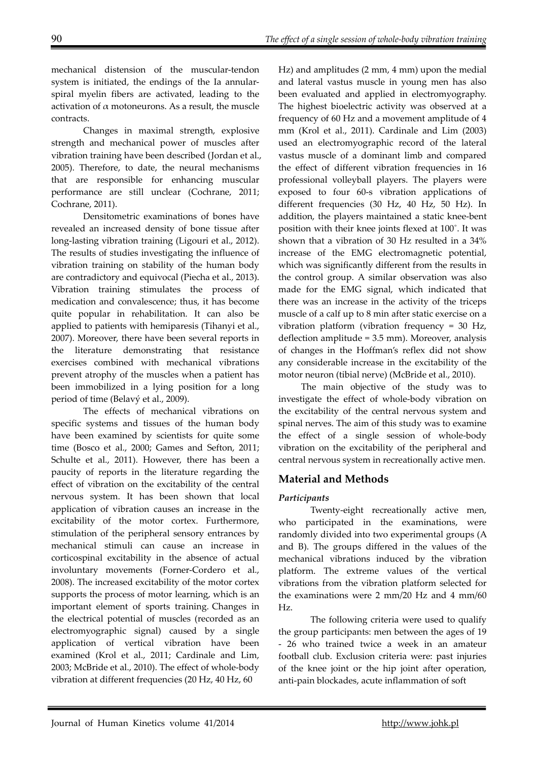mechanical distension of the muscular-tendon system is initiated, the endings of the Ia annular-spiral myelin fibers are activated, leading to the activation of $\alpha$ motoneurons. As a result, the muscle contracts.

Changes in maximal strength, explosive strength and mechanical power of muscles after vibration training have been described (Jordan et al., 2005). Therefore, to date, the neural mechanisms that are responsible for enhancing muscular performance are still unclear (Cochrane, 2011; Cochrane, 2011).

Densitometric examinations of bones have revealed an increased density of bone tissue after long-lasting vibration training (Ligouri et al., 2012). The results of studies investigating the influence of vibration training on stability of the human body are contradictory and equivocal (Piecha et al., 2013). Vibration training stimulates the process of medication and convalescence; thus, it has become quite popular in rehabilitation. It can also be applied to patients with hemiparesis (Tihanyi et al., 2007). Moreover, there have been several reports in the literature demonstrating that resistance exercises combined with mechanical vibrations prevent atrophy of the muscles when a patient has been immobilized in a lying position for a long period of time (Belavý et al., 2009).

The effects of mechanical vibrations on specific systems and tissues of the human body have been examined by scientists for quite some time (Bosco et al., 2000; Games and Sefton, 2011; Schulte et al., 2011). However, there has been a paucity of reports in the literature regarding the effect of vibration on the excitability of the central nervous system. It has been shown that local application of vibration causes an increase in the excitability of the motor cortex. Furthermore, stimulation of the peripheral sensory entrances by mechanical stimuli can cause an increase in corticospinal excitability in the absence of actual involuntary movements (Forner-Cordero et al., 2008). The increased excitability of the motor cortex supports the process of motor learning, which is an important element of sports training. Changes in the electrical potential of muscles (recorded as an electromyographic signal) caused by a single application of vertical vibration have been examined (Krol et al., 2011; Cardinale and Lim, 2003; McBride et al., 2010). The effect of whole-body vibration at different frequencies (20 Hz, 40 Hz, 60 Hz) and amplitudes (2 mm, 4 mm) upon the medial and lateral vastus muscle in young men has also been evaluated and applied in electromyography. The highest bioelectric activity was observed at a frequency of 60 Hz and a movement amplitude of 4 mm (Krol et al., 2011). Cardinale and Lim (2003) used an electromyographic record of the lateral vastus muscle of a dominant limb and compared the effect of different vibration frequencies in 16 professional volleyball players. The players were exposed to four 60-s vibration applications of different frequencies (30 Hz, 40 Hz, 50 Hz). In addition, the players maintained a static knee-bent position with their knee joints flexed at 100˚. It was shown that a vibration of 30 Hz resulted in a 34% increase of the EMG electromagnetic potential, which was significantly different from the results in the control group. A similar observation was also made for the EMG signal, which indicated that there was an increase in the activity of the triceps muscle of a calf up to 8 min after static exercise on a vibration platform (vibration frequency = 30 Hz, deflection amplitude = 3.5 mm). Moreover, analysis of changes in the Hoffman's reflex did not show any considerable increase in the excitability of the motor neuron (tibial nerve) (McBride et al., 2010).

The main objective of the study was to investigate the effect of whole-body vibration on the excitability of the central nervous system and spinal nerves. The aim of this study was to examine the effect of a single session of whole-body vibration on the excitability of the peripheral and central nervous system in recreationally active men.

## Material and Methods

### *Participants*

Twenty-eight recreationally active men, who participated in the examinations, were randomly divided into two experimental groups (A and B). The groups differed in the values of the mechanical vibrations induced by the vibration platform. The extreme values of the vertical vibrations from the vibration platform selected for the examinations were 2 mm/20 Hz and 4 mm/60 Hz.

The following criteria were used to qualify the group participants: men between the ages of 19 - 26 who trained twice a week in an amateur football club. Exclusion criteria were: past injuries of the knee joint or the hip joint after operation, anti-pain blockades, acute inflammation of soft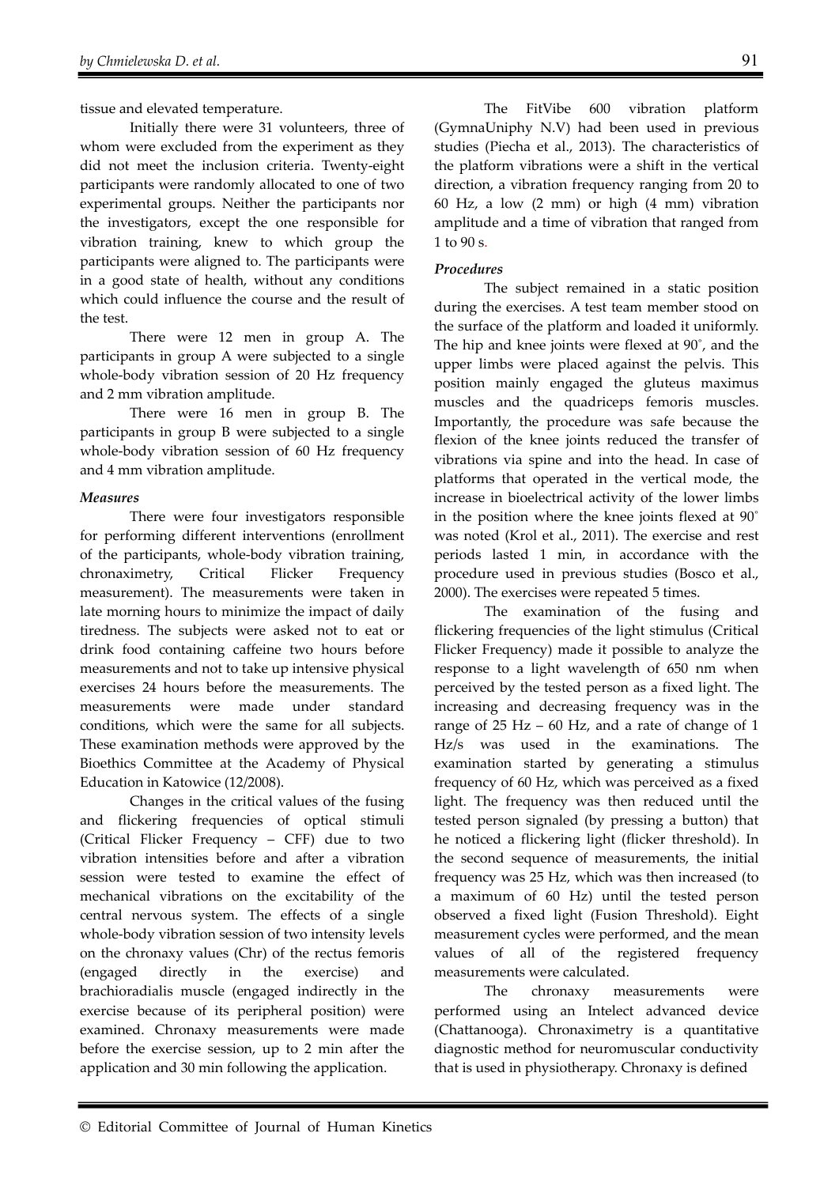tissue and elevated temperature.

Initially there were 31 volunteers, three of whom were excluded from the experiment as they did not meet the inclusion criteria. Twenty-eight participants were randomly allocated to one of two experimental groups. Neither the participants nor the investigators, except the one responsible for vibration training, knew to which group the participants were aligned to. The participants were in a good state of health, without any conditions which could influence the course and the result of the test.

There were 12 men in group A. The participants in group A were subjected to a single whole-body vibration session of 20 Hz frequency and 2 mm vibration amplitude.

There were 16 men in group B. The participants in group B were subjected to a single whole-body vibration session of 60 Hz frequency and 4 mm vibration amplitude.

### *Measures*

There were four investigators responsible for performing different interventions (enrollment of the participants, whole-body vibration training, chronaximetry, Critical Flicker Frequency measurement). The measurements were taken in late morning hours to minimize the impact of daily tiredness. The subjects were asked not to eat or drink food containing caffeine two hours before measurements and not to take up intensive physical exercises 24 hours before the measurements. The measurements were made under standard conditions, which were the same for all subjects. These examination methods were approved by the Bioethics Committee at the Academy of Physical Education in Katowice (12/2008).

Changes in the critical values of the fusing and flickering frequencies of optical stimuli (Critical Flicker Frequency – CFF) due to two vibration intensities before and after a vibration session were tested to examine the effect of mechanical vibrations on the excitability of the central nervous system. The effects of a single whole-body vibration session of two intensity levels on the chronaxy values (Chr) of the rectus femoris (engaged directly in the exercise) and brachioradialis muscle (engaged indirectly in the exercise because of its peripheral position) were examined. Chronaxy measurements were made before the exercise session, up to 2 min after the application and 30 min following the application.

The FitVibe 600 vibration platform (GymnaUniphy N.V) had been used in previous studies (Piecha et al., 2013). The characteristics of the platform vibrations were a shift in the vertical direction, a vibration frequency ranging from 20 to 60 Hz, a low (2 mm) or high (4 mm) vibration amplitude and a time of vibration that ranged from 1 to 90 s.

### *Procedures*

The subject remained in a static position during the exercises. A test team member stood on the surface of the platform and loaded it uniformly. The hip and knee joints were flexed at 90˚, and the upper limbs were placed against the pelvis. This position mainly engaged the gluteus maximus muscles and the quadriceps femoris muscles. Importantly, the procedure was safe because the flexion of the knee joints reduced the transfer of vibrations via spine and into the head. In case of platforms that operated in the vertical mode, the increase in bioelectrical activity of the lower limbs in the position where the knee joints flexed at 90˚ was noted (Krol et al., 2011). The exercise and rest periods lasted 1 min, in accordance with the procedure used in previous studies (Bosco et al., 2000). The exercises were repeated 5 times.

The examination of the fusing and flickering frequencies of the light stimulus (Critical Flicker Frequency) made it possible to analyze the response to a light wavelength of 650 nm when perceived by the tested person as a fixed light. The increasing and decreasing frequency was in the range of 25 Hz – 60 Hz, and a rate of change of 1 Hz/s was used in the examinations. The examination started by generating a stimulus frequency of 60 Hz, which was perceived as a fixed light. The frequency was then reduced until the tested person signaled (by pressing a button) that he noticed a flickering light (flicker threshold). In the second sequence of measurements, the initial frequency was 25 Hz, which was then increased (to a maximum of 60 Hz) until the tested person observed a fixed light (Fusion Threshold). Eight measurement cycles were performed, and the mean values of all of the registered frequency measurements were calculated.

The chronaxy measurements were performed using an Intelect advanced device (Chattanooga). Chronaximetry is a quantitative diagnostic method for neuromuscular conductivity that is used in physiotherapy. Chronaxy is defined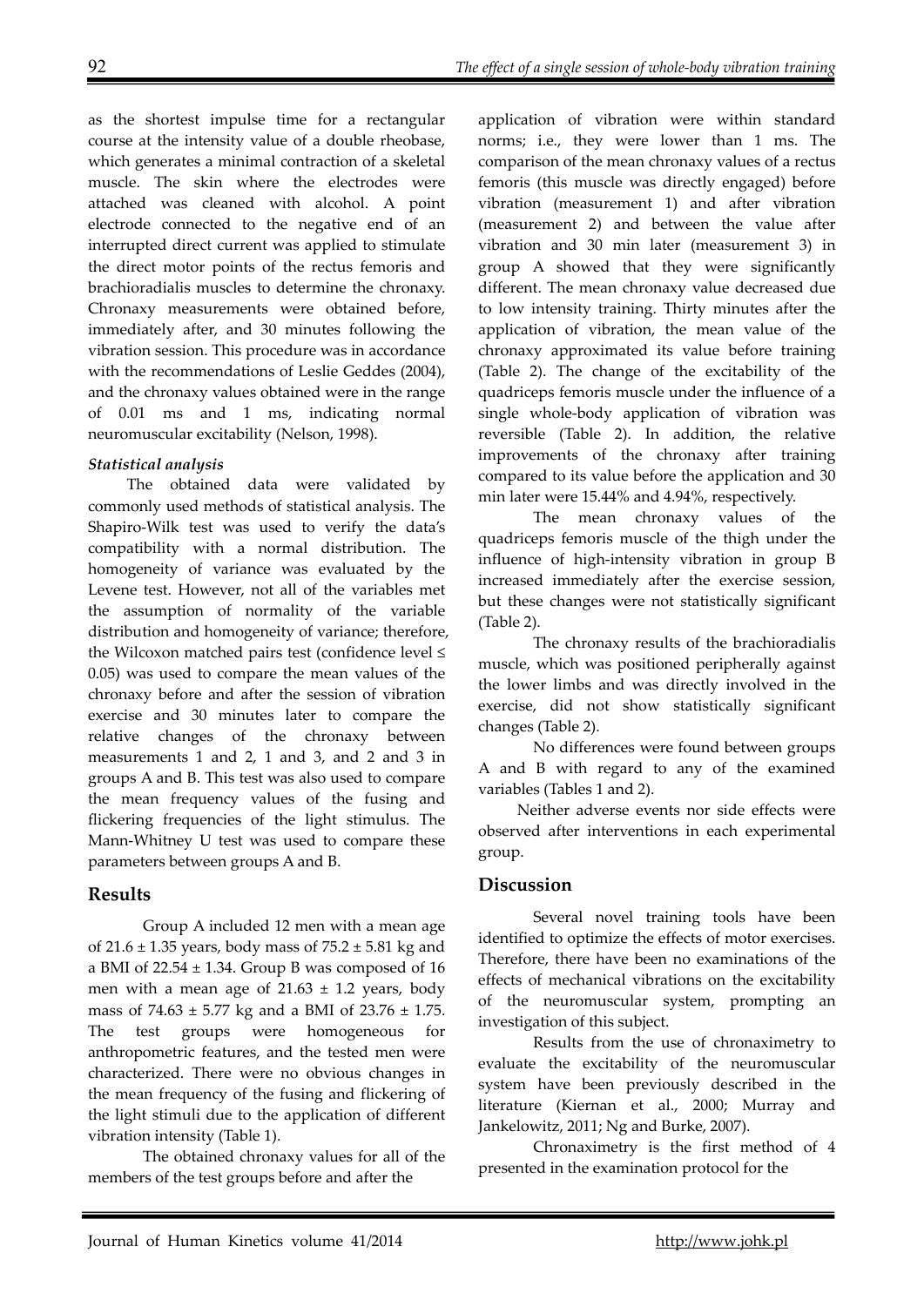as the shortest impulse time for a rectangular course at the intensity value of a double rheobase, which generates a minimal contraction of a skeletal muscle. The skin where the electrodes were attached was cleaned with alcohol. A point electrode connected to the negative end of an interrupted direct current was applied to stimulate the direct motor points of the rectus femoris and brachioradialis muscles to determine the chronaxy. Chronaxy measurements were obtained before, immediately after, and 30 minutes following the vibration session. This procedure was in accordance with the recommendations of Leslie Geddes (2004), and the chronaxy values obtained were in the range of 0.01 ms and 1 ms, indicating normal neuromuscular excitability (Nelson, 1998).

### *Statistical analysis*

The obtained data were validated by commonly used methods of statistical analysis. The Shapiro-Wilk test was used to verify the data's compatibility with a normal distribution. The homogeneity of variance was evaluated by the Levene test. However, not all of the variables met the assumption of normality of the variable distribution and homogeneity of variance; therefore, the Wilcoxon matched pairs test (confidence level $\leq$ 0.05) was used to compare the mean values of the chronaxy before and after the session of vibration exercise and 30 minutes later to compare the relative changes of the chronaxy between measurements 1 and 2, 1 and 3, and 2 and 3 in groups A and B. This test was also used to compare the mean frequency values of the fusing and flickering frequencies of the light stimulus. The Mann-Whitney U test was used to compare these parameters between groups A and B.

## Results

Group A included 12 men with a mean age of $21.6 \pm 1.35$ years, body mass of $75.2 \pm 5.81$ kg and a BMI of $22.54 \pm 1.34$. Group B was composed of 16 men with a mean age of $21.63 \pm 1.2$ years, body mass of $74.63 \pm 5.77$ kg and a BMI of $23.76 \pm 1.75$. The test groups were homogeneous for anthropometric features, and the tested men were characterized. There were no obvious changes in the mean frequency of the fusing and flickering of the light stimuli due to the application of different vibration intensity (Table 1).

The obtained chronaxy values for all of the members of the test groups before and after the application of vibration were within standard norms; i.e., they were lower than 1 ms. The comparison of the mean chronaxy values of a rectus femoris (this muscle was directly engaged) before vibration (measurement 1) and after vibration (measurement 2) and between the value after vibration and 30 min later (measurement 3) in group A showed that they were significantly different. The mean chronaxy value decreased due to low intensity training. Thirty minutes after the application of vibration, the mean value of the chronaxy approximated its value before training (Table 2). The change of the excitability of the quadriceps femoris muscle under the influence of a single whole-body application of vibration was reversible (Table 2). In addition, the relative improvements of the chronaxy after training compared to its value before the application and 30 min later were 15.44% and 4.94%, respectively.

The mean chronaxy values of the quadriceps femoris muscle of the thigh under the influence of high-intensity vibration in group B increased immediately after the exercise session, but these changes were not statistically significant (Table 2).

The chronaxy results of the brachioradialis muscle, which was positioned peripherally against the lower limbs and was directly involved in the exercise, did not show statistically significant changes (Table 2).

No differences were found between groups A and B with regard to any of the examined variables (Tables 1 and 2).

Neither adverse events nor side effects were observed after interventions in each experimental group.

## Discussion

Several novel training tools have been identified to optimize the effects of motor exercises. Therefore, there have been no examinations of the effects of mechanical vibrations on the excitability of the neuromuscular system, prompting an investigation of this subject.

Results from the use of chronaximetry to evaluate the excitability of the neuromuscular system have been previously described in the literature (Kiernan et al., 2000; Murray and Jankelowitz, 2011; Ng and Burke, 2007).

Chronaximetry is the first method of 4 presented in the examination protocol for the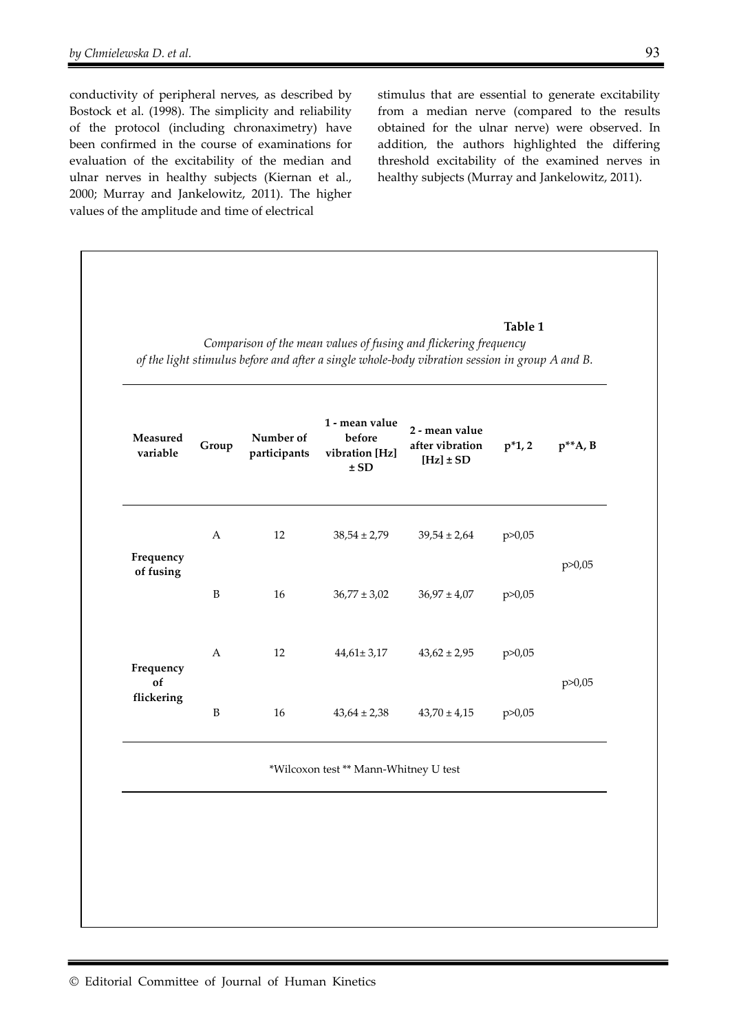conductivity of peripheral nerves, as described by Bostock et al. (1998). The simplicity and reliability of the protocol (including chronaximetry) have been confirmed in the course of examinations for evaluation of the excitability of the median and ulnar nerves in healthy subjects (Kiernan et al., 2000; Murray and Jankelowitz, 2011). The higher values of the amplitude and time of electrical stimulus that are essential to generate excitability from a median nerve (compared to the results obtained for the ulnar nerve) were observed. In addition, the authors highlighted the differing threshold excitability of the examined nerves in healthy subjects (Murray and Jankelowitz, 2011).

**Table 1**

*Comparison of the mean values of fusing and flickering frequency of the light stimulus before and after a single whole-body vibration session in group A and B.*

| Measured variable | Group | Number of participants | 1 - mean value before vibration [Hz] ± SD | 2 - mean value after vibration [Hz] ± SD | p*1, 2 | p**A, B |
|---|---|---|---|---|---|---|
| Frequency of fusing | A | 12 | 38,54 ± 2,79 | 39,54 ± 2,64 | p>0,05 | p>0,05 |
| | B | 16 | 36,77 ± 3,02 | 36,97 ± 4,07 | p>0,05 | |
| Frequency of flickering | A | 12 | 44,61± 3,17 | 43,62 ± 2,95 | p>0,05 | p>0,05 |
| | B | 16 | 43,64 ± 2,38 | 43,70 ± 4,15 | p>0,05 | |

*Wilcoxon test ** Mann-Whitney U test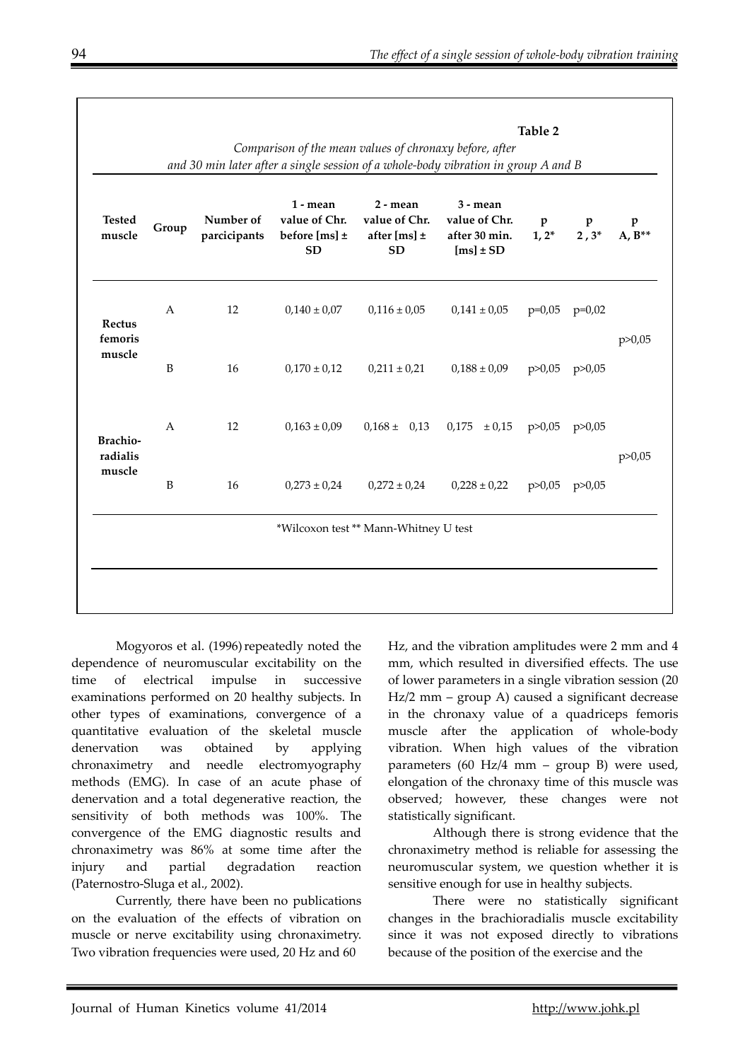**Table 2**

*Comparison of the mean values of chronaxy before, after and 30 min later after a single session of a whole-body vibration in group A and B*

| Tested muscle | Group | Number of parcicipants | 1 - mean value of Chr. before [ms] ± SD | 2 - mean value of Chr. after [ms] ± SD | 3 - mean value of Chr. after 30 min. [ms] ± SD | p 1, 2* | p 2 , 3* | p A, B** |
|---|---|---|---|---|---|---|---|---|
| Rectus femoris muscle | A | 12 | 0,140 ± 0,07 | 0,116 ± 0,05 | 0,141 ± 0,05 | p=0,05 | p=0,02 | p>0,05 |
| | B | 16 | 0,170 ± 0,12 | 0,211 ± 0,21 | 0,188 ± 0,09 | p>0,05 | p>0,05 | |
| Brachio-radialis muscle | A | 12 | 0,163 ± 0,09 | 0,168 ± 0,13 | 0,175 ± 0,15 | p>0,05 | p>0,05 | p>0,05 |
| | B | 16 | 0,273 ± 0,24 | 0,272 ± 0,24 | 0,228 ± 0,22 | p>0,05 | p>0,05 | |

*Wilcoxon test ** Mann-Whitney U test

Mogyoros et al. (1996) repeatedly noted the dependence of neuromuscular excitability on the time of electrical impulse in successive examinations performed on 20 healthy subjects. In other types of examinations, convergence of a quantitative evaluation of the skeletal muscle denervation was obtained by applying chronaximetry and needle electromyography methods (EMG). In case of an acute phase of denervation and a total degenerative reaction, the sensitivity of both methods was 100%. The convergence of the EMG diagnostic results and chronaximetry was 86% at some time after the injury and partial degradation reaction (Paternostro-Sluga et al., 2002).

Currently, there have been no publications on the evaluation of the effects of vibration on muscle or nerve excitability using chronaximetry. Two vibration frequencies were used, 20 Hz and 60 Hz, and the vibration amplitudes were 2 mm and 4 mm, which resulted in diversified effects. The use of lower parameters in a single vibration session (20 Hz/2 mm – group A) caused a significant decrease in the chronaxy value of a quadriceps femoris muscle after the application of whole-body vibration. When high values of the vibration parameters (60 Hz/4 mm – group B) were used, elongation of the chronaxy time of this muscle was observed; however, these changes were not statistically significant.

Although there is strong evidence that the chronaximetry method is reliable for assessing the neuromuscular system, we question whether it is sensitive enough for use in healthy subjects.

There were no statistically significant changes in the brachioradialis muscle excitability since it was not exposed directly to vibrations because of the position of the exercise and the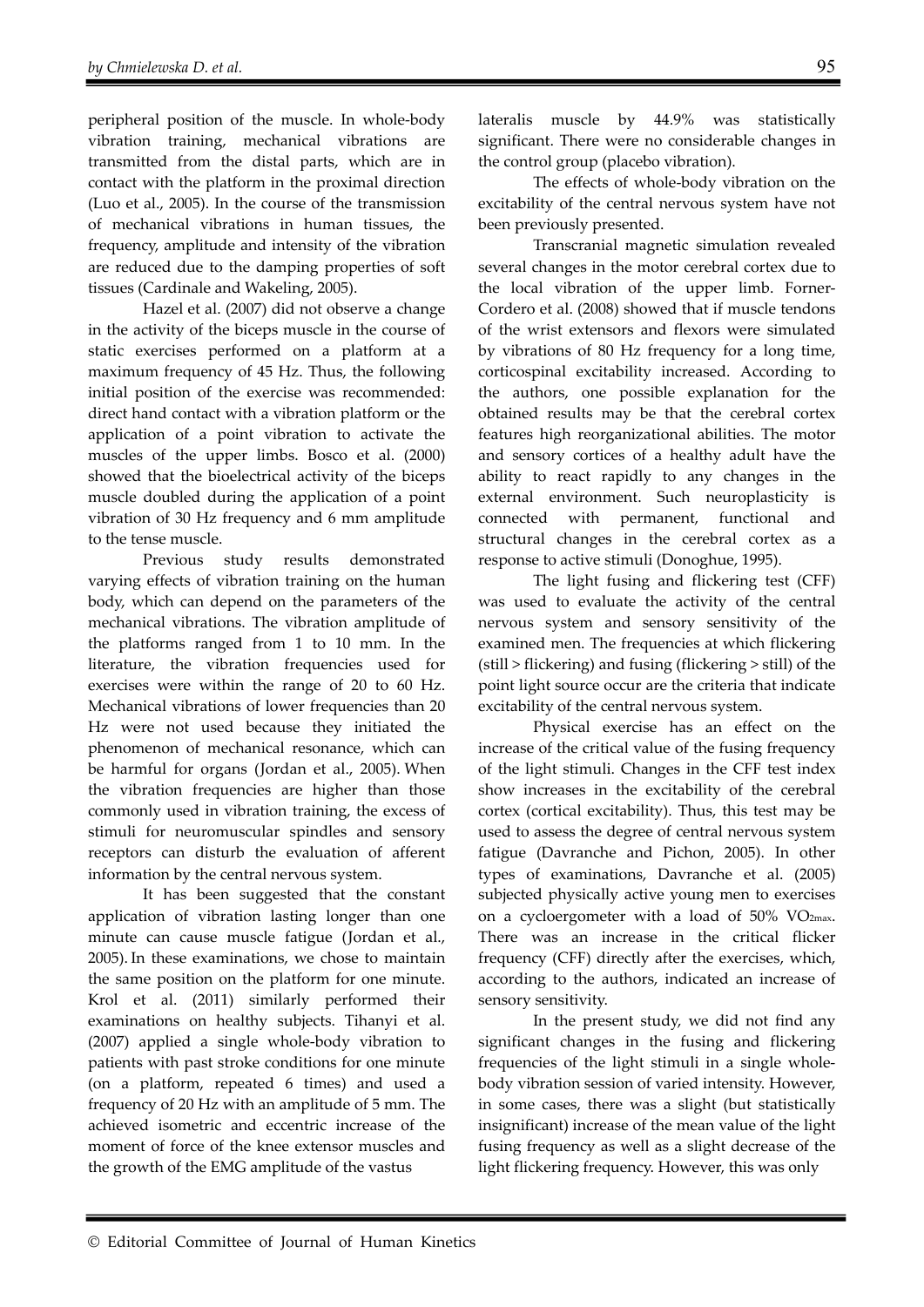peripheral position of the muscle. In whole-body vibration training, mechanical vibrations are transmitted from the distal parts, which are in contact with the platform in the proximal direction (Luo et al., 2005). In the course of the transmission of mechanical vibrations in human tissues, the frequency, amplitude and intensity of the vibration are reduced due to the damping properties of soft tissues (Cardinale and Wakeling, 2005).

Hazel et al. (2007) did not observe a change in the activity of the biceps muscle in the course of static exercises performed on a platform at a maximum frequency of 45 Hz. Thus, the following initial position of the exercise was recommended: direct hand contact with a vibration platform or the application of a point vibration to activate the muscles of the upper limbs. Bosco et al. (2000) showed that the bioelectrical activity of the biceps muscle doubled during the application of a point vibration of 30 Hz frequency and 6 mm amplitude to the tense muscle.

Previous study results demonstrated varying effects of vibration training on the human body, which can depend on the parameters of the mechanical vibrations. The vibration amplitude of the platforms ranged from 1 to 10 mm. In the literature, the vibration frequencies used for exercises were within the range of 20 to 60 Hz. Mechanical vibrations of lower frequencies than 20 Hz were not used because they initiated the phenomenon of mechanical resonance, which can be harmful for organs (Jordan et al., 2005). When the vibration frequencies are higher than those commonly used in vibration training, the excess of stimuli for neuromuscular spindles and sensory receptors can disturb the evaluation of afferent information by the central nervous system.

It has been suggested that the constant application of vibration lasting longer than one minute can cause muscle fatigue (Jordan et al., 2005). In these examinations, we chose to maintain the same position on the platform for one minute. Krol et al. (2011) similarly performed their examinations on healthy subjects. Tihanyi et al. (2007) applied a single whole-body vibration to patients with past stroke conditions for one minute (on a platform, repeated 6 times) and used a frequency of 20 Hz with an amplitude of 5 mm. The achieved isometric and eccentric increase of the moment of force of the knee extensor muscles and the growth of the EMG amplitude of the vastus lateralis muscle by 44.9% was statistically significant. There were no considerable changes in the control group (placebo vibration).

The effects of whole-body vibration on the excitability of the central nervous system have not been previously presented.

Transcranial magnetic simulation revealed several changes in the motor cerebral cortex due to the local vibration of the upper limb. Forner-Cordero et al. (2008) showed that if muscle tendons of the wrist extensors and flexors were simulated by vibrations of 80 Hz frequency for a long time, corticospinal excitability increased. According to the authors, one possible explanation for the obtained results may be that the cerebral cortex features high reorganizational abilities. The motor and sensory cortices of a healthy adult have the ability to react rapidly to any changes in the external environment. Such neuroplasticity is connected with permanent, functional and structural changes in the cerebral cortex as a response to active stimuli (Donoghue, 1995).

The light fusing and flickering test (CFF) was used to evaluate the activity of the central nervous system and sensory sensitivity of the examined men. The frequencies at which flickering (still > flickering) and fusing (flickering > still) of the point light source occur are the criteria that indicate excitability of the central nervous system.

Physical exercise has an effect on the increase of the critical value of the fusing frequency of the light stimuli. Changes in the CFF test index show increases in the excitability of the cerebral cortex (cortical excitability). Thus, this test may be used to assess the degree of central nervous system fatigue (Davranche and Pichon, 2005). In other types of examinations, Davranche et al. (2005) subjected physically active young men to exercises on a cycloergometer with a load of 50% $VO_{2max}$. There was an increase in the critical flicker frequency (CFF) directly after the exercises, which, according to the authors, indicated an increase of sensory sensitivity.

In the present study, we did not find any significant changes in the fusing and flickering frequencies of the light stimuli in a single whole-body vibration session of varied intensity. However, in some cases, there was a slight (but statistically insignificant) increase of the mean value of the light fusing frequency as well as a slight decrease of the light flickering frequency. However, this was only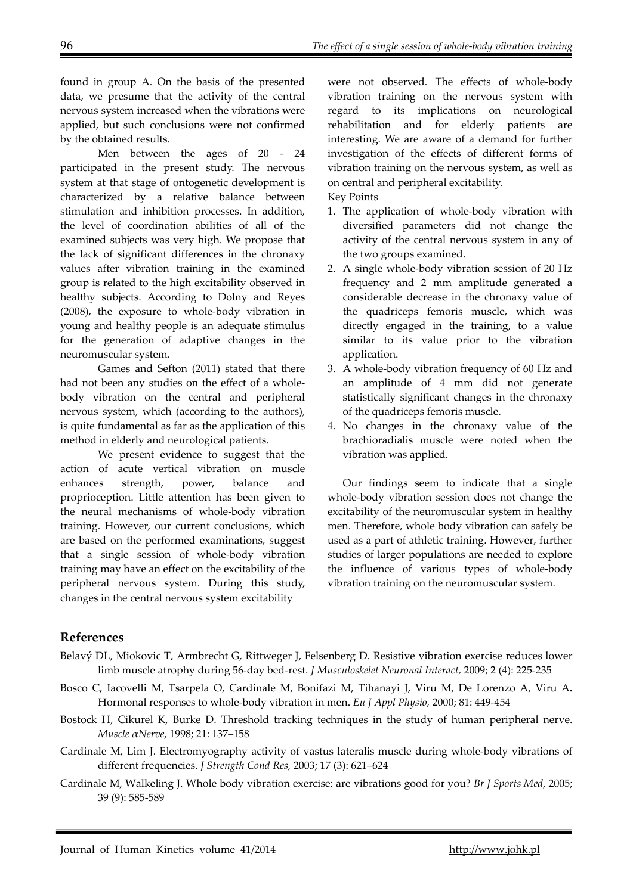found in group A. On the basis of the presented data, we presume that the activity of the central nervous system increased when the vibrations were applied, but such conclusions were not confirmed by the obtained results.

Men between the ages of 20 - 24 participated in the present study. The nervous system at that stage of ontogenetic development is characterized by a relative balance between stimulation and inhibition processes. In addition, the level of coordination abilities of all of the examined subjects was very high. We propose that the lack of significant differences in the chronaxy values after vibration training in the examined group is related to the high excitability observed in healthy subjects. According to Dolny and Reyes (2008), the exposure to whole-body vibration in young and healthy people is an adequate stimulus for the generation of adaptive changes in the neuromuscular system.

Games and Sefton (2011) stated that there had not been any studies on the effect of a whole-body vibration on the central and peripheral nervous system, which (according to the authors), is quite fundamental as far as the application of this method in elderly and neurological patients.

We present evidence to suggest that the action of acute vertical vibration on muscle enhances strength, power, balance and proprioception. Little attention has been given to the neural mechanisms of whole-body vibration training. However, our current conclusions, which are based on the performed examinations, suggest that a single session of whole-body vibration training may have an effect on the excitability of the peripheral nervous system. During this study, changes in the central nervous system excitability were not observed. The effects of whole-body vibration training on the nervous system with regard to its implications on neurological rehabilitation and for elderly patients are interesting. We are aware of a demand for further investigation of the effects of different forms of vibration training on the nervous system, as well as on central and peripheral excitability.

Key Points

1. The application of whole-body vibration with diversified parameters did not change the activity of the central nervous system in any of the two groups examined.
2. A single whole-body vibration session of 20 Hz frequency and 2 mm amplitude generated a considerable decrease in the chronaxy value of the quadriceps femoris muscle, which was directly engaged in the training, to a value similar to its value prior to the vibration application.
3. A whole-body vibration frequency of 60 Hz and an amplitude of 4 mm did not generate statistically significant changes in the chronaxy of the quadriceps femoris muscle.
4. No changes in the chronaxy value of the brachioradialis muscle were noted when the vibration was applied.

Our findings seem to indicate that a single whole-body vibration session does not change the excitability of the neuromuscular system in healthy men. Therefore, whole body vibration can safely be used as a part of athletic training. However, further studies of larger populations are needed to explore the influence of various types of whole-body vibration training on the neuromuscular system.

## References

Belavý DL, Miokovic T, Armbrecht G, Rittweger J, Felsenberg D. Resistive vibration exercise reduces lower limb muscle atrophy during 56-day bed-rest. *J Musculoskelet Neuronal Interact,* 2009; 2 (4): 225-235

Bosco C, Iacovelli M, Tsarpela O, Cardinale M, Bonifazi M, Tihanayi J, Viru M, De Lorenzo A, Viru A**.** Hormonal responses to whole-body vibration in men. *Eu J Appl Physio,* 2000; 81: 449-454

Bostock H, Cikurel K, Burke D. Threshold tracking techniques in the study of human peripheral nerve. *Muscle αNerve*, 1998; 21: 137–158

Cardinale M, Lim J. Electromyography activity of vastus lateralis muscle during whole-body vibrations of different frequencies. *J Strength Cond Res,* 2003; 17 (3): 621–624

Cardinale M, Walkeling J. Whole body vibration exercise: are vibrations good for you? *Br J Sports Med*, 2005; 39 (9): 585-589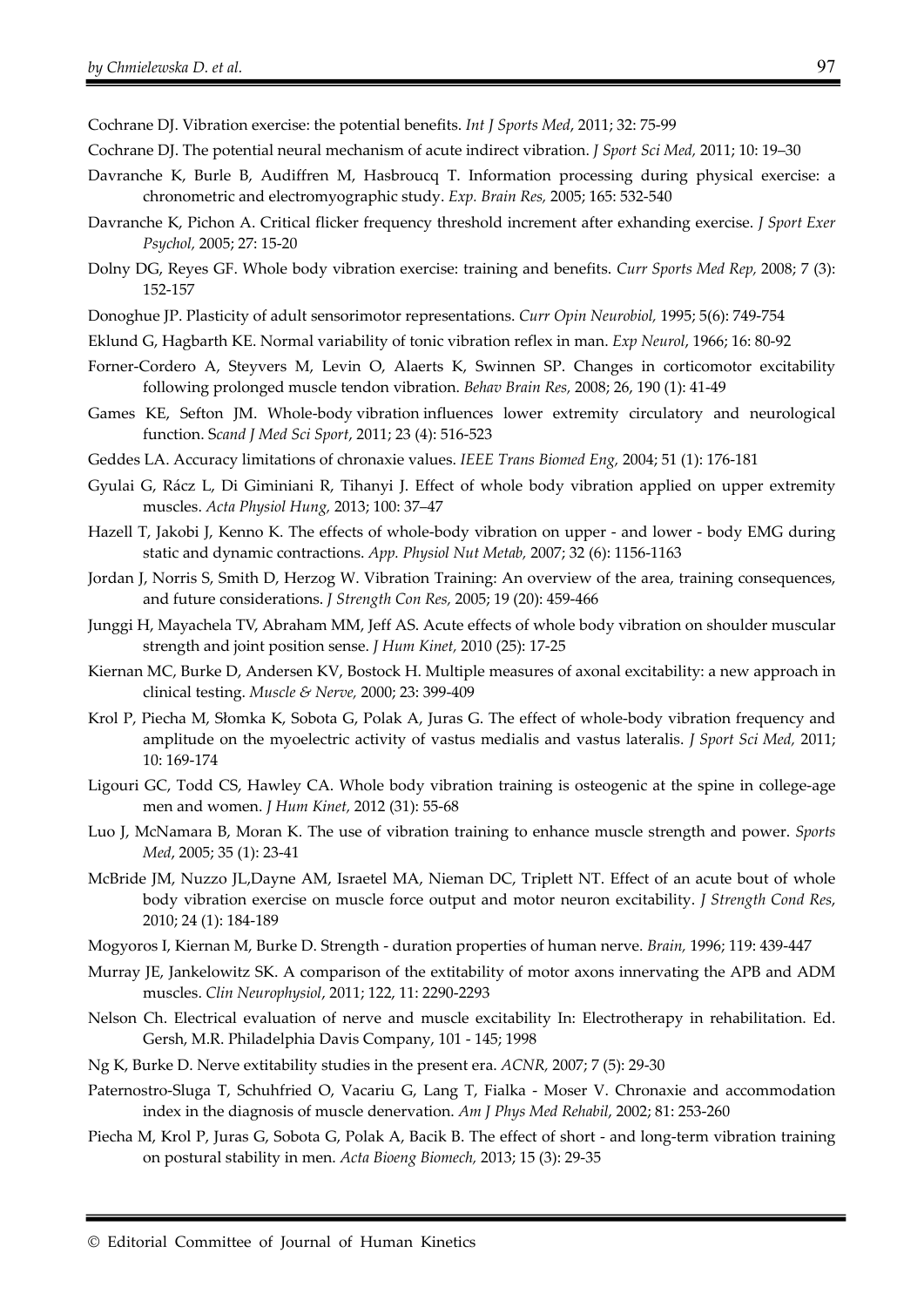Cochrane DJ. Vibration exercise: the potential benefits. *Int J Sports Med*, 2011; 32: 75-99

Cochrane DJ. The potential neural mechanism of acute indirect vibration. *J Sport Sci Med,* 2011; 10: 19–30

Davranche K, Burle B, Audiffren M, Hasbroucq T. Information processing during physical exercise: a chronometric and electromyographic study. *Exp. Brain Res,* 2005; 165: 532-540

Davranche K, Pichon A. Critical flicker frequency threshold increment after exhanding exercise. *J Sport Exer Psychol,* 2005; 27: 15-20

Dolny DG, Reyes GF. Whole body vibration exercise: training and benefits. *Curr Sports Med Rep,* 2008; 7 (3): 152-157

Donoghue JP. Plasticity of adult sensorimotor representations. *Curr Opin Neurobiol,* 1995; 5(6): 749-754

Eklund G, Hagbarth KE. Normal variability of tonic vibration reflex in man. *Exp Neurol*, 1966; 16: 80-92

Forner-Cordero A, Steyvers M, Levin O, Alaerts K, Swinnen SP. Changes in corticomotor excitability following prolonged muscle tendon vibration. *Behav Brain Res,* 2008; 26, 190 (1): 41-49

Games KE, Sefton JM. Whole-body vibration influences lower extremity circulatory and neurological function. S*cand J Med Sci Sport*, 2011; 23 (4): 516-523

Geddes LA. Accuracy limitations of chronaxie values. *IEEE Trans Biomed Eng,* 2004; 51 (1): 176-181

Gyulai G, Rácz L, Di Giminiani R, Tihanyi J. Effect of whole body vibration applied on upper extremity muscles. *Acta Physiol Hung,* 2013; 100: 37–47

Hazell T, Jakobi J, Kenno K. The effects of whole-body vibration on upper - and lower - body EMG during static and dynamic contractions. *App. Physiol Nut Metab,* 2007; 32 (6): 1156-1163

Jordan J, Norris S, Smith D, Herzog W. Vibration Training: An overview of the area, training consequences, and future considerations. *J Strength Con Res,* 2005; 19 (20): 459-466

Junggi H, Mayachela TV, Abraham MM, Jeff AS. Acute effects of whole body vibration on shoulder muscular strength and joint position sense. *J Hum Kinet,* 2010 (25): 17-25

Kiernan MC, Burke D, Andersen KV, Bostock H. Multiple measures of axonal excitability: a new approach in clinical testing. *Muscle & Nerve,* 2000; 23: 399-409

Krol P, Piecha M, Słomka K, Sobota G, Polak A, Juras G. The effect of whole-body vibration frequency and amplitude on the myoelectric activity of vastus medialis and vastus lateralis. *J Sport Sci Med,* 2011; 10: 169-174

Ligouri GC, Todd CS, Hawley CA. Whole body vibration training is osteogenic at the spine in college-age men and women. *J Hum Kinet,* 2012 (31): 55-68

Luo J, McNamara B, Moran K. The use of vibration training to enhance muscle strength and power. *Sports Med*, 2005; 35 (1): 23-41

McBride JM, Nuzzo JL,Dayne AM, Israetel MA, Nieman DC, Triplett NT. Effect of an acute bout of whole body vibration exercise on muscle force output and motor neuron excitability. *J Strength Cond Res*, 2010; 24 (1): 184-189

Mogyoros I, Kiernan M, Burke D. Strength - duration properties of human nerve. *Brain,* 1996; 119: 439-447

Murray JE, Jankelowitz SK. A comparison of the extitability of motor axons innervating the APB and ADM muscles. *Clin Neurophysiol*, 2011; 122, 11: 2290-2293

Nelson Ch. Electrical evaluation of nerve and muscle excitability In: Electrotherapy in rehabilitation. Ed. Gersh, M.R. Philadelphia Davis Company, 101 - 145; 1998

Ng K, Burke D. Nerve extitability studies in the present era. *ACNR,* 2007; 7 (5): 29-30

Paternostro-Sluga T, Schuhfried O, Vacariu G, Lang T, Fialka - Moser V. Chronaxie and accommodation index in the diagnosis of muscle denervation. *Am J Phys Med Rehabil*, 2002; 81: 253-260

Piecha M, Krol P, Juras G, Sobota G, Polak A, Bacik B. The effect of short - and long-term vibration training on postural stability in men. *Acta Bioeng Biomech,* 2013; 15 (3): 29-35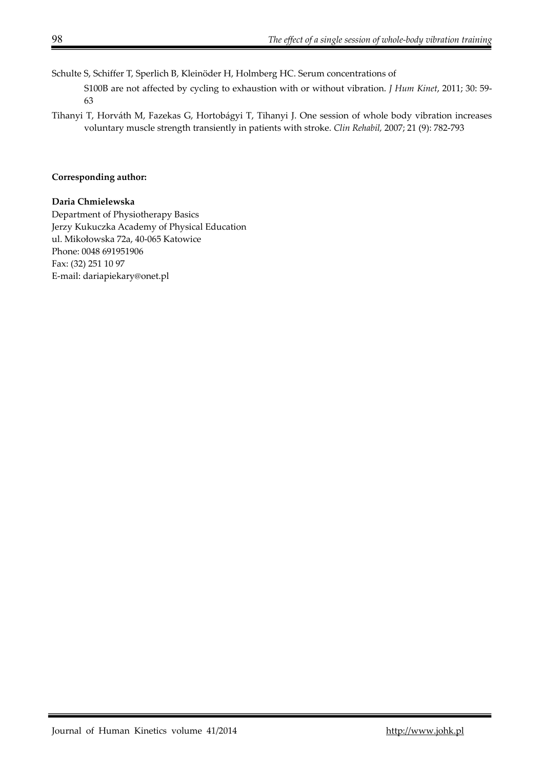Schulte S, Schiffer T, Sperlich B, Kleinöder H, Holmberg HC. Serum concentrations of S100B are not affected by cycling to exhaustion with or without vibration. *J Hum Kinet*, 2011; 30: 59-63

Tihanyi T, Horváth M, Fazekas G, Hortobágyi T, Tihanyi J. One session of whole body vibration increases voluntary muscle strength transiently in patients with stroke. *Clin Rehabil,* 2007; 21 (9): 782-793

**Corresponding author:**

**Daria Chmielewska**
Department of Physiotherapy Basics
Jerzy Kukuczka Academy of Physical Education
ul. Mikołowska 72a, 40-065 Katowice
Phone: 0048 691951906
Fax: (32) 251 10 97
E-mail: dariapiekary@onet.pl